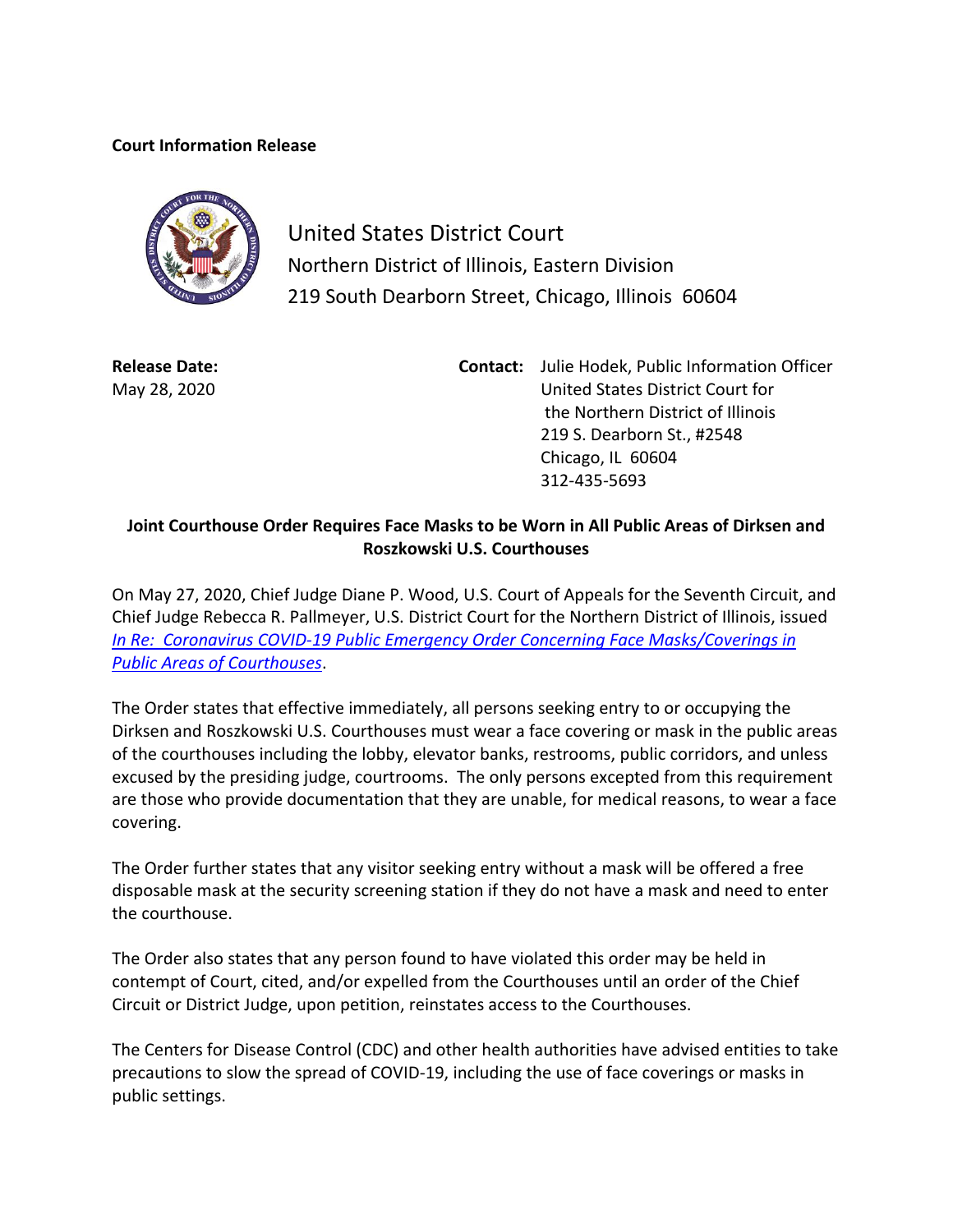**Court Information Release**

United States District Court
Northern District of Illinois, Eastern Division
219 South Dearborn Street, Chicago, Illinois 60604

**Release Date:**
May 28, 2020

**Contact:** Julie Hodek, Public Information Officer
United States District Court for
the Northern District of Illinois
219 S. Dearborn St., #2548
Chicago, IL 60604
312-435-5693

**Joint Courthouse Order Requires Face Masks to be Worn in All Public Areas of Dirksen and Roszkowski U.S. Courthouses**

On May 27, 2020, Chief Judge Diane P. Wood, U.S. Court of Appeals for the Seventh Circuit, and Chief Judge Rebecca R. Pallmeyer, U.S. District Court for the Northern District of Illinois, issued *In Re: Coronavirus COVID-19 Public Emergency Order Concerning Face Masks/Coverings in Public Areas of Courthouses*.

The Order states that effective immediately, all persons seeking entry to or occupying the Dirksen and Roszkowski U.S. Courthouses must wear a face covering or mask in the public areas of the courthouses including the lobby, elevator banks, restrooms, public corridors, and unless excused by the presiding judge, courtrooms. The only persons excepted from this requirement are those who provide documentation that they are unable, for medical reasons, to wear a face covering.

The Order further states that any visitor seeking entry without a mask will be offered a free disposable mask at the security screening station if they do not have a mask and need to enter the courthouse.

The Order also states that any person found to have violated this order may be held in contempt of Court, cited, and/or expelled from the Courthouses until an order of the Chief Circuit or District Judge, upon petition, reinstates access to the Courthouses.

The Centers for Disease Control (CDC) and other health authorities have advised entities to take precautions to slow the spread of COVID-19, including the use of face coverings or masks in public settings.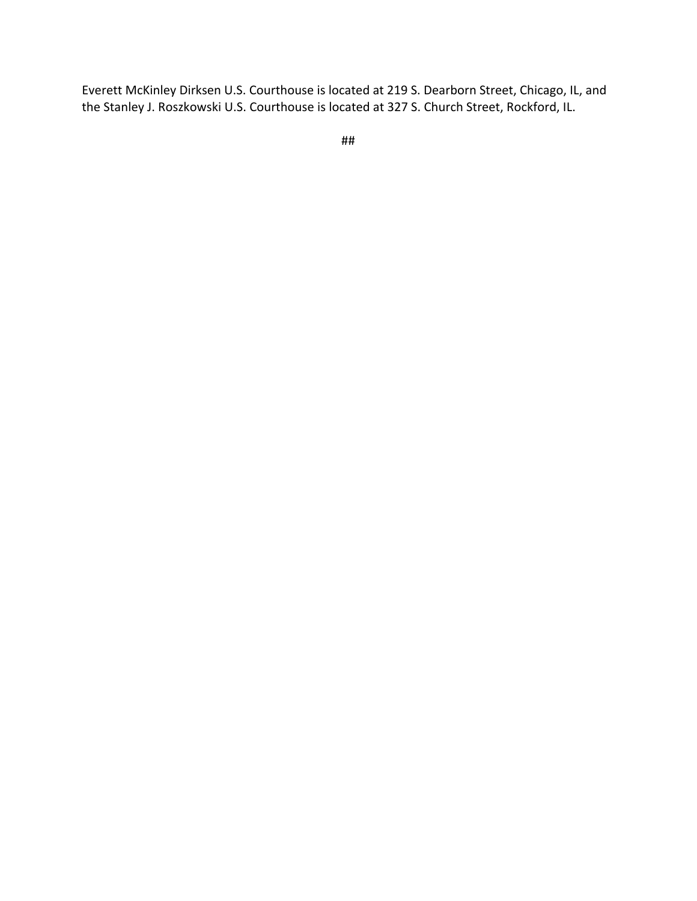Everett McKinley Dirksen U.S. Courthouse is located at 219 S. Dearborn Street, Chicago, IL, and the Stanley J. Roszkowski U.S. Courthouse is located at 327 S. Church Street, Rockford, IL.

##